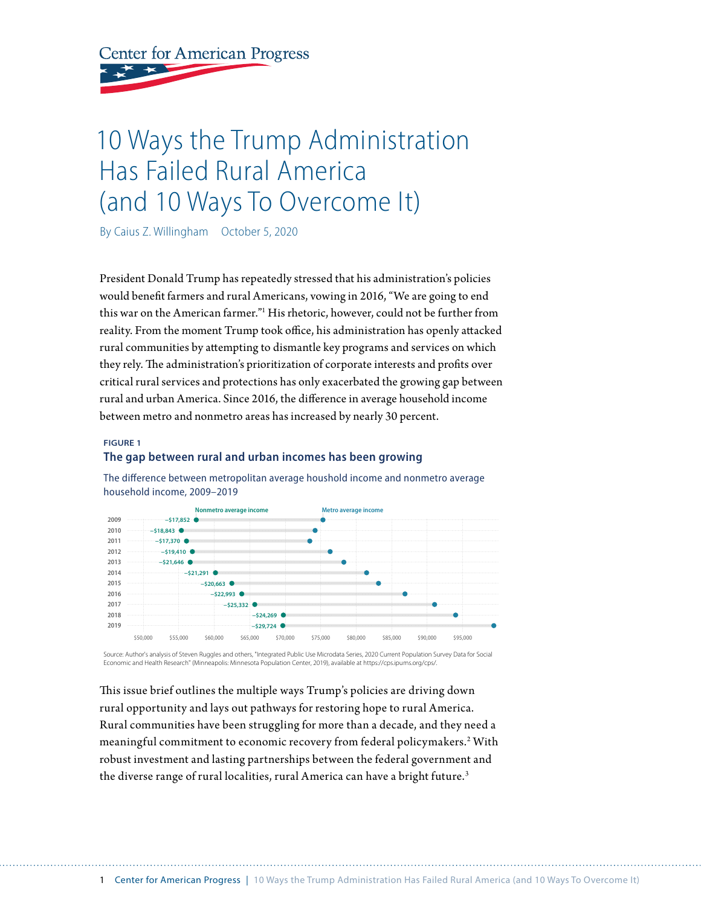# 10 Ways the Trump Administration Has Failed Rural America (and 10 Ways To Overcome It)

By Caius Z. Willingham   October 5, 2020

President Donald Trump has repeatedly stressed that his administration's policies would benefit farmers and rural Americans, vowing in 2016, "We are going to end this war on the American farmer."[1] His rhetoric, however, could not be further from reality. From the moment Trump took office, his administration has openly attacked rural communities by attempting to dismantle key programs and services on which they rely. The administration's prioritization of corporate interests and profits over critical rural services and protections has only exacerbated the growing gap between rural and urban America. Since 2016, the difference in average household income between metro and nonmetro areas has increased by nearly 30 percent.

**FIGURE 1**

**The gap between rural and urban incomes has been growing**

The difference between metropolitan average houshold income and nonmetro average household income, 2009–2019

| Year | Difference (Nonmetro average income vs. Metro average income) |
| --- | --- |
| 2009 | −$17,852 |
| 2010 | −$18,843 |
| 2011 | −$17,370 |
| 2012 | −$19,410 |
| 2013 | −$21,646 |
| 2014 | −$21,291 |
| 2015 | −$20,663 |
| 2016 | −$22,993 |
| 2017 | −$25,332 |
| 2018 | −$24,269 |
| 2019 | −$29,724 |

Source: Author's analysis of Steven Ruggles and others, "Integrated Public Use Microdata Series, 2020 Current Population Survey Data for Social Economic and Health Research" (Minneapolis: Minnesota Population Center, 2019), available at https://cps.ipums.org/cps/.

This issue brief outlines the multiple ways Trump's policies are driving down rural opportunity and lays out pathways for restoring hope to rural America. Rural communities have been struggling for more than a decade, and they need a meaningful commitment to economic recovery from federal policymakers.[2] With robust investment and lasting partnerships between the federal government and the diverse range of rural localities, rural America can have a bright future.[3]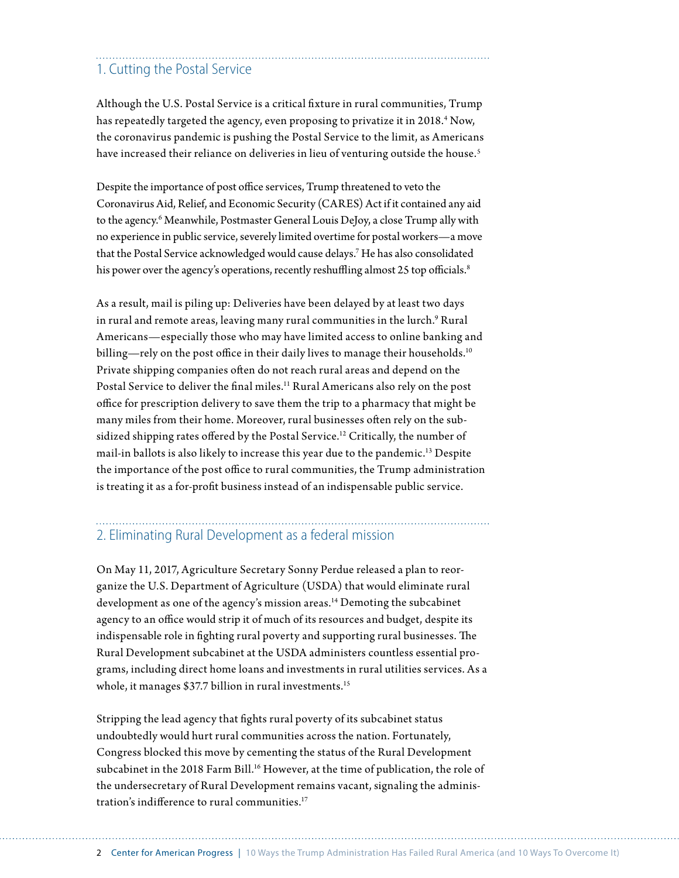## 1. Cutting the Postal Service

Although the U.S. Postal Service is a critical fixture in rural communities, Trump has repeatedly targeted the agency, even proposing to privatize it in 2018.[4] Now, the coronavirus pandemic is pushing the Postal Service to the limit, as Americans have increased their reliance on deliveries in lieu of venturing outside the house.[5]

Despite the importance of post office services, Trump threatened to veto the Coronavirus Aid, Relief, and Economic Security (CARES) Act if it contained any aid to the agency.[6] Meanwhile, Postmaster General Louis DeJoy, a close Trump ally with no experience in public service, severely limited overtime for postal workers—a move that the Postal Service acknowledged would cause delays.[7] He has also consolidated his power over the agency's operations, recently reshuffling almost 25 top officials.[8]

As a result, mail is piling up: Deliveries have been delayed by at least two days in rural and remote areas, leaving many rural communities in the lurch.[9] Rural Americans—especially those who may have limited access to online banking and billing—rely on the post office in their daily lives to manage their households.[10] Private shipping companies often do not reach rural areas and depend on the Postal Service to deliver the final miles.[11] Rural Americans also rely on the post office for prescription delivery to save them the trip to a pharmacy that might be many miles from their home. Moreover, rural businesses often rely on the subsidized shipping rates offered by the Postal Service.[12] Critically, the number of mail-in ballots is also likely to increase this year due to the pandemic.[13] Despite the importance of the post office to rural communities, the Trump administration is treating it as a for-profit business instead of an indispensable public service.

## 2. Eliminating Rural Development as a federal mission

On May 11, 2017, Agriculture Secretary Sonny Perdue released a plan to reorganize the U.S. Department of Agriculture (USDA) that would eliminate rural development as one of the agency's mission areas.[14] Demoting the subcabinet agency to an office would strip it of much of its resources and budget, despite its indispensable role in fighting rural poverty and supporting rural businesses. The Rural Development subcabinet at the USDA administers countless essential programs, including direct home loans and investments in rural utilities services. As a whole, it manages $37.7 billion in rural investments.[15]

Stripping the lead agency that fights rural poverty of its subcabinet status undoubtedly would hurt rural communities across the nation. Fortunately, Congress blocked this move by cementing the status of the Rural Development subcabinet in the 2018 Farm Bill.[16] However, at the time of publication, the role of the undersecretary of Rural Development remains vacant, signaling the administration's indifference to rural communities.[17]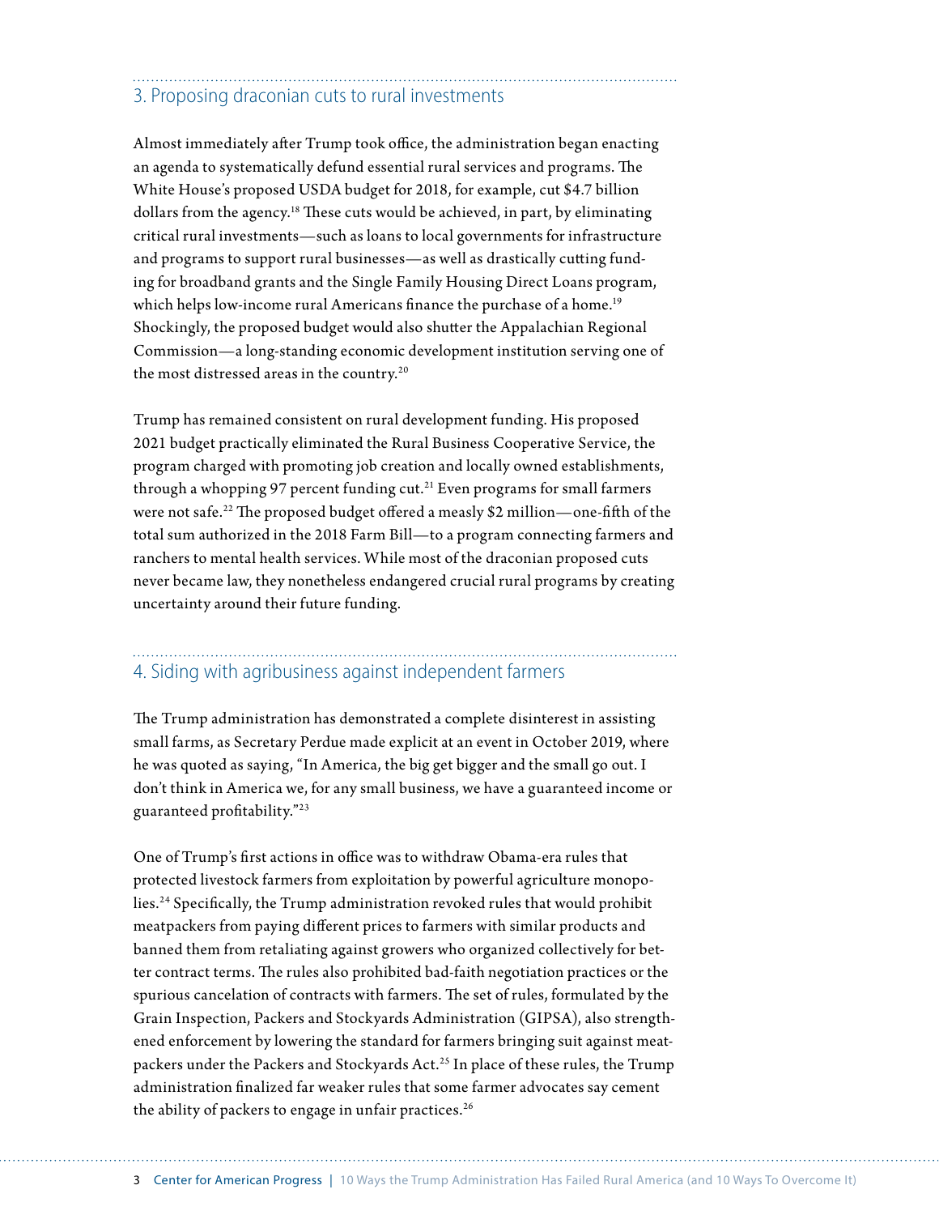## 3. Proposing draconian cuts to rural investments

Almost immediately after Trump took office, the administration began enacting an agenda to systematically defund essential rural services and programs. The White House's proposed USDA budget for 2018, for example, cut $4.7 billion dollars from the agency.[18] These cuts would be achieved, in part, by eliminating critical rural investments—such as loans to local governments for infrastructure and programs to support rural businesses—as well as drastically cutting funding for broadband grants and the Single Family Housing Direct Loans program, which helps low-income rural Americans finance the purchase of a home.[19] Shockingly, the proposed budget would also shutter the Appalachian Regional Commission—a long-standing economic development institution serving one of the most distressed areas in the country.[20]

Trump has remained consistent on rural development funding. His proposed 2021 budget practically eliminated the Rural Business Cooperative Service, the program charged with promoting job creation and locally owned establishments, through a whopping 97 percent funding cut.[21] Even programs for small farmers were not safe.[22] The proposed budget offered a measly $2 million—one-fifth of the total sum authorized in the 2018 Farm Bill—to a program connecting farmers and ranchers to mental health services. While most of the draconian proposed cuts never became law, they nonetheless endangered crucial rural programs by creating uncertainty around their future funding.

## 4. Siding with agribusiness against independent farmers

The Trump administration has demonstrated a complete disinterest in assisting small farms, as Secretary Perdue made explicit at an event in October 2019, where he was quoted as saying, "In America, the big get bigger and the small go out. I don't think in America we, for any small business, we have a guaranteed income or guaranteed profitability."[23]

One of Trump's first actions in office was to withdraw Obama-era rules that protected livestock farmers from exploitation by powerful agriculture monopolies.[24] Specifically, the Trump administration revoked rules that would prohibit meatpackers from paying different prices to farmers with similar products and banned them from retaliating against growers who organized collectively for better contract terms. The rules also prohibited bad-faith negotiation practices or the spurious cancelation of contracts with farmers. The set of rules, formulated by the Grain Inspection, Packers and Stockyards Administration (GIPSA), also strengthened enforcement by lowering the standard for farmers bringing suit against meatpackers under the Packers and Stockyards Act.[25] In place of these rules, the Trump administration finalized far weaker rules that some farmer advocates say cement the ability of packers to engage in unfair practices.[26]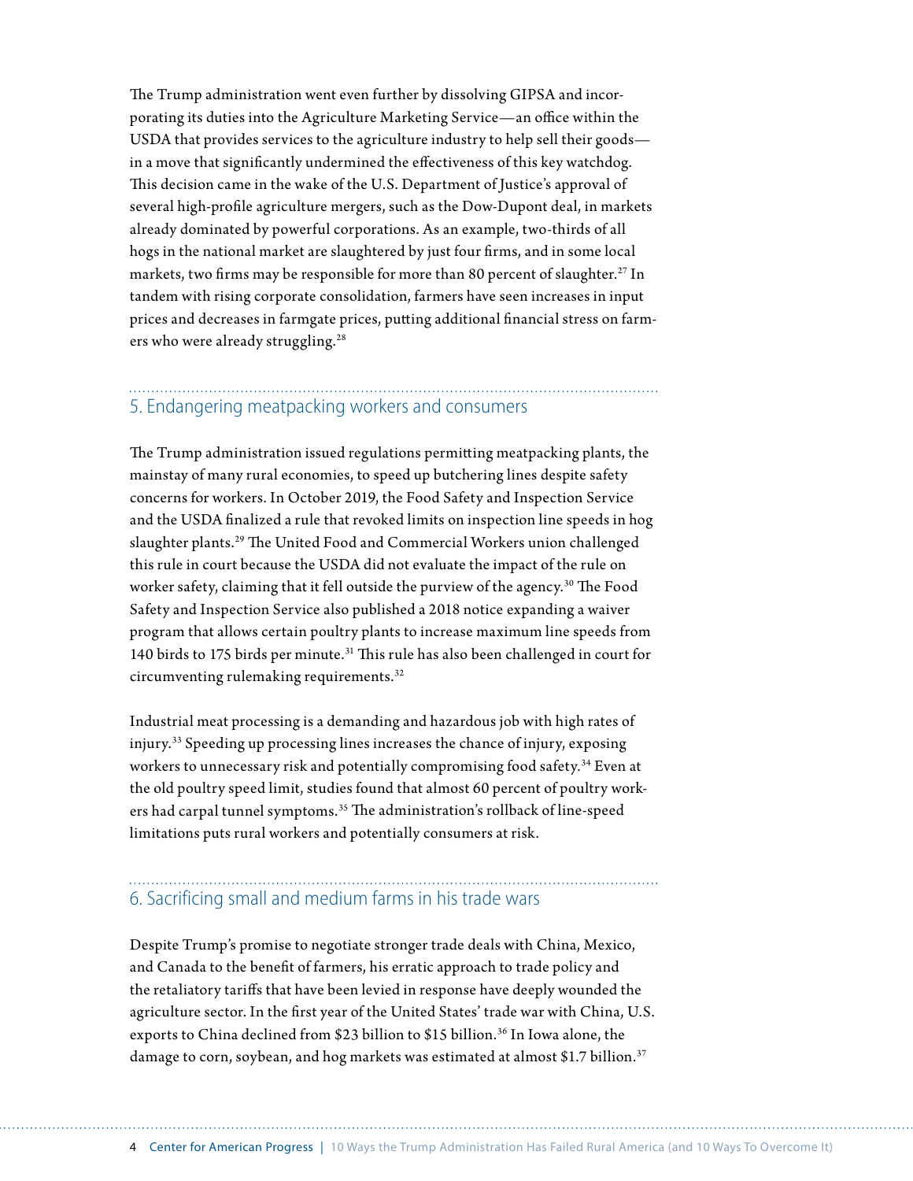The Trump administration went even further by dissolving GIPSA and incorporating its duties into the Agriculture Marketing Service—an office within the USDA that provides services to the agriculture industry to help sell their goods—in a move that significantly undermined the effectiveness of this key watchdog. This decision came in the wake of the U.S. Department of Justice's approval of several high-profile agriculture mergers, such as the Dow-Dupont deal, in markets already dominated by powerful corporations. As an example, two-thirds of all hogs in the national market are slaughtered by just four firms, and in some local markets, two firms may be responsible for more than 80 percent of slaughter.[27] In tandem with rising corporate consolidation, farmers have seen increases in input prices and decreases in farmgate prices, putting additional financial stress on farmers who were already struggling.[28]

## 5. Endangering meatpacking workers and consumers

The Trump administration issued regulations permitting meatpacking plants, the mainstay of many rural economies, to speed up butchering lines despite safety concerns for workers. In October 2019, the Food Safety and Inspection Service and the USDA finalized a rule that revoked limits on inspection line speeds in hog slaughter plants.[29] The United Food and Commercial Workers union challenged this rule in court because the USDA did not evaluate the impact of the rule on worker safety, claiming that it fell outside the purview of the agency.[30] The Food Safety and Inspection Service also published a 2018 notice expanding a waiver program that allows certain poultry plants to increase maximum line speeds from 140 birds to 175 birds per minute.[31] This rule has also been challenged in court for circumventing rulemaking requirements.[32]

Industrial meat processing is a demanding and hazardous job with high rates of injury.[33] Speeding up processing lines increases the chance of injury, exposing workers to unnecessary risk and potentially compromising food safety.[34] Even at the old poultry speed limit, studies found that almost 60 percent of poultry workers had carpal tunnel symptoms.[35] The administration's rollback of line-speed limitations puts rural workers and potentially consumers at risk.

## 6. Sacrificing small and medium farms in his trade wars

Despite Trump's promise to negotiate stronger trade deals with China, Mexico, and Canada to the benefit of farmers, his erratic approach to trade policy and the retaliatory tariffs that have been levied in response have deeply wounded the agriculture sector. In the first year of the United States' trade war with China, U.S. exports to China declined from $23 billion to $15 billion.[36] In Iowa alone, the damage to corn, soybean, and hog markets was estimated at almost $1.7 billion.[37]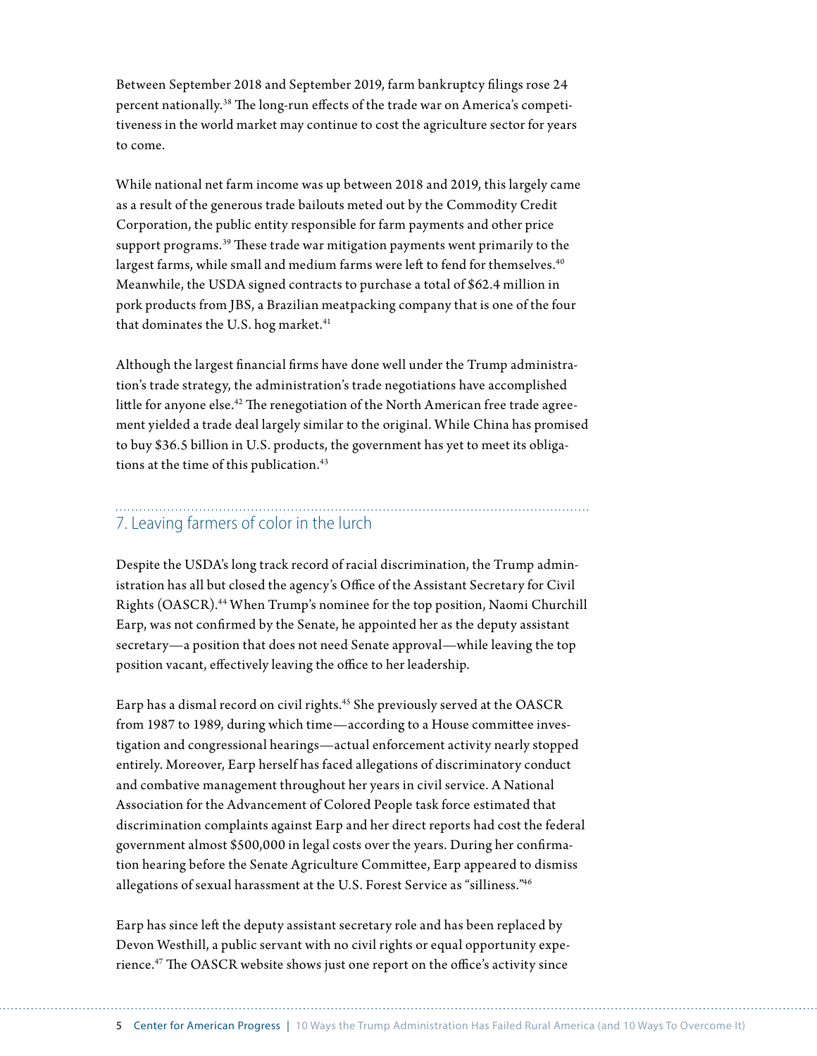Between September 2018 and September 2019, farm bankruptcy filings rose 24 percent nationally.[38] The long-run effects of the trade war on America's competitiveness in the world market may continue to cost the agriculture sector for years to come.

While national net farm income was up between 2018 and 2019, this largely came as a result of the generous trade bailouts meted out by the Commodity Credit Corporation, the public entity responsible for farm payments and other price support programs.[39] These trade war mitigation payments went primarily to the largest farms, while small and medium farms were left to fend for themselves.[40] Meanwhile, the USDA signed contracts to purchase a total of $62.4 million in pork products from JBS, a Brazilian meatpacking company that is one of the four that dominates the U.S. hog market.[41]

Although the largest financial firms have done well under the Trump administration's trade strategy, the administration's trade negotiations have accomplished little for anyone else.[42] The renegotiation of the North American free trade agreement yielded a trade deal largely similar to the original. While China has promised to buy $36.5 billion in U.S. products, the government has yet to meet its obligations at the time of this publication.[43]

## 7. Leaving farmers of color in the lurch

Despite the USDA's long track record of racial discrimination, the Trump administration has all but closed the agency's Office of the Assistant Secretary for Civil Rights (OASCR).[44] When Trump's nominee for the top position, Naomi Churchill Earp, was not confirmed by the Senate, he appointed her as the deputy assistant secretary—a position that does not need Senate approval—while leaving the top position vacant, effectively leaving the office to her leadership.

Earp has a dismal record on civil rights.[45] She previously served at the OASCR from 1987 to 1989, during which time—according to a House committee investigation and congressional hearings—actual enforcement activity nearly stopped entirely. Moreover, Earp herself has faced allegations of discriminatory conduct and combative management throughout her years in civil service. A National Association for the Advancement of Colored People task force estimated that discrimination complaints against Earp and her direct reports had cost the federal government almost $500,000 in legal costs over the years. During her confirmation hearing before the Senate Agriculture Committee, Earp appeared to dismiss allegations of sexual harassment at the U.S. Forest Service as "silliness."[46]

Earp has since left the deputy assistant secretary role and has been replaced by Devon Westhill, a public servant with no civil rights or equal opportunity experience.[47] The OASCR website shows just one report on the office's activity since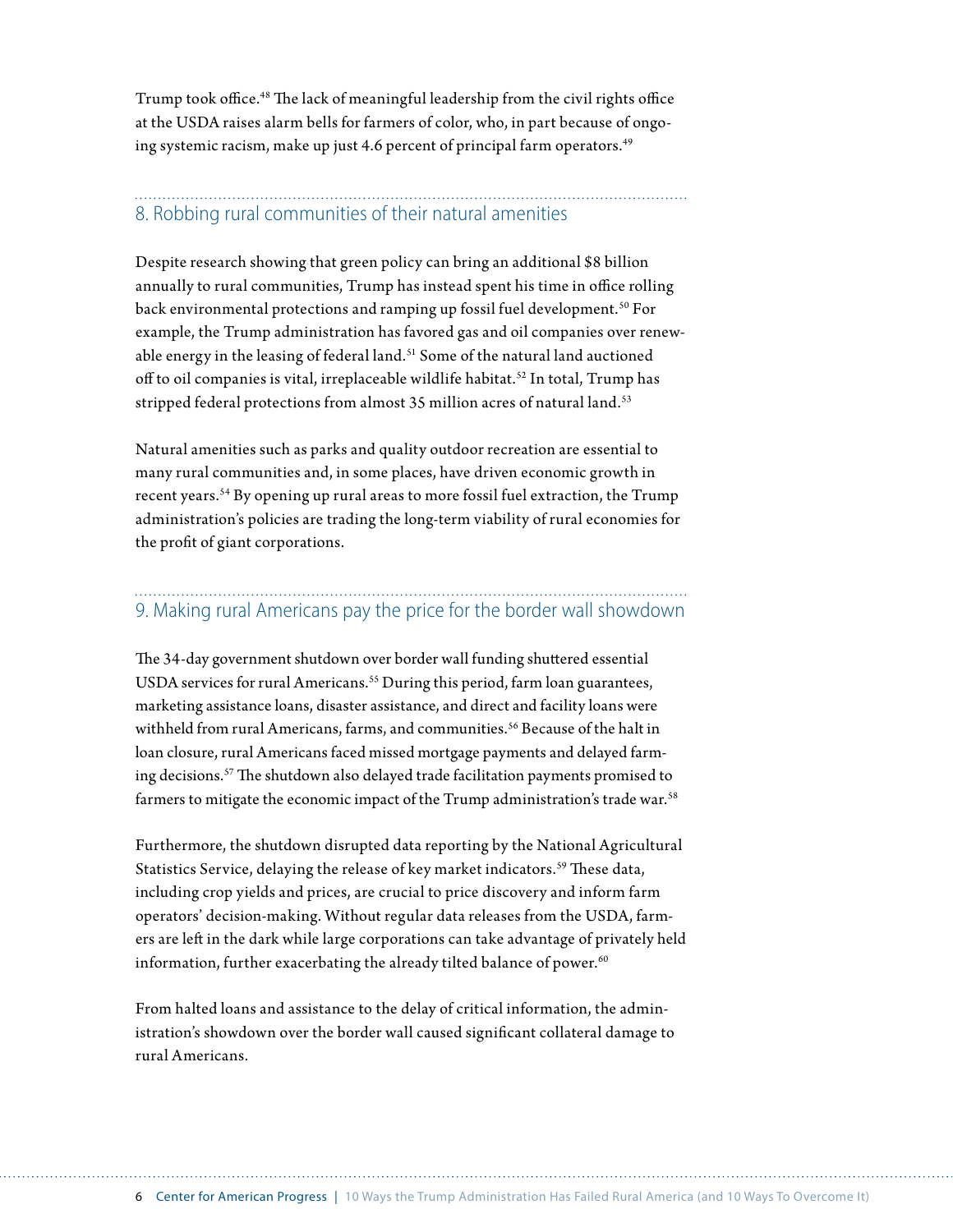Trump took office.[48] The lack of meaningful leadership from the civil rights office at the USDA raises alarm bells for farmers of color, who, in part because of ongoing systemic racism, make up just 4.6 percent of principal farm operators.[49]

## 8. Robbing rural communities of their natural amenities

Despite research showing that green policy can bring an additional $8 billion annually to rural communities, Trump has instead spent his time in office rolling back environmental protections and ramping up fossil fuel development.[50] For example, the Trump administration has favored gas and oil companies over renewable energy in the leasing of federal land.[51] Some of the natural land auctioned off to oil companies is vital, irreplaceable wildlife habitat.[52] In total, Trump has stripped federal protections from almost 35 million acres of natural land.[53]

Natural amenities such as parks and quality outdoor recreation are essential to many rural communities and, in some places, have driven economic growth in recent years.[54] By opening up rural areas to more fossil fuel extraction, the Trump administration's policies are trading the long-term viability of rural economies for the profit of giant corporations.

## 9. Making rural Americans pay the price for the border wall showdown

The 34-day government shutdown over border wall funding shuttered essential USDA services for rural Americans.[55] During this period, farm loan guarantees, marketing assistance loans, disaster assistance, and direct and facility loans were withheld from rural Americans, farms, and communities.[56] Because of the halt in loan closure, rural Americans faced missed mortgage payments and delayed farming decisions.[57] The shutdown also delayed trade facilitation payments promised to farmers to mitigate the economic impact of the Trump administration's trade war.[58]

Furthermore, the shutdown disrupted data reporting by the National Agricultural Statistics Service, delaying the release of key market indicators.[59] These data, including crop yields and prices, are crucial to price discovery and inform farm operators' decision-making. Without regular data releases from the USDA, farmers are left in the dark while large corporations can take advantage of privately held information, further exacerbating the already tilted balance of power.[60]

From halted loans and assistance to the delay of critical information, the administration's showdown over the border wall caused significant collateral damage to rural Americans.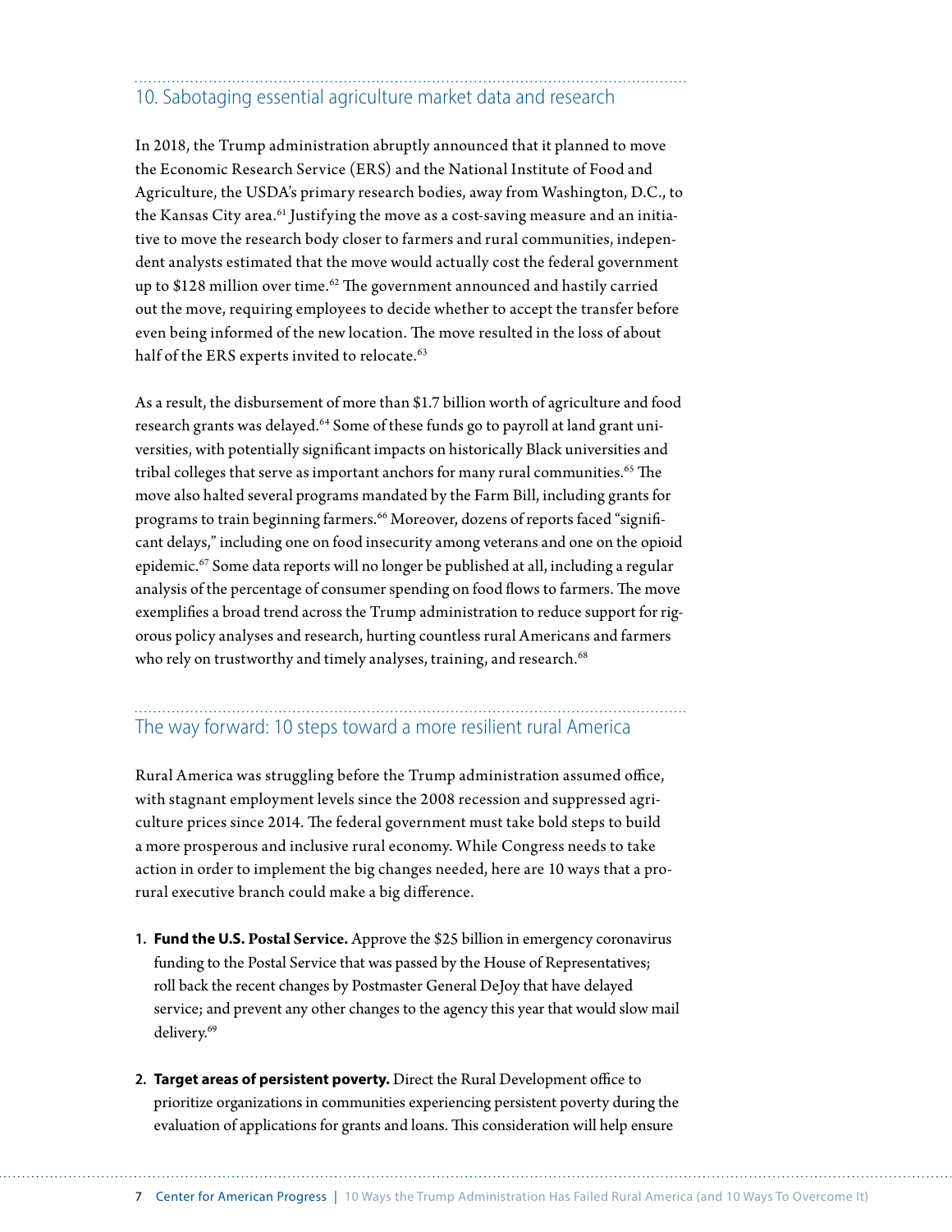## 10. Sabotaging essential agriculture market data and research

In 2018, the Trump administration abruptly announced that it planned to move the Economic Research Service (ERS) and the National Institute of Food and Agriculture, the USDA's primary research bodies, away from Washington, D.C., to the Kansas City area.[61] Justifying the move as a cost-saving measure and an initiative to move the research body closer to farmers and rural communities, independent analysts estimated that the move would actually cost the federal government up to $128 million over time.[62] The government announced and hastily carried out the move, requiring employees to decide whether to accept the transfer before even being informed of the new location. The move resulted in the loss of about half of the ERS experts invited to relocate.[63]

As a result, the disbursement of more than $1.7 billion worth of agriculture and food research grants was delayed.[64] Some of these funds go to payroll at land grant universities, with potentially significant impacts on historically Black universities and tribal colleges that serve as important anchors for many rural communities.[65] The move also halted several programs mandated by the Farm Bill, including grants for programs to train beginning farmers.[66] Moreover, dozens of reports faced "significant delays," including one on food insecurity among veterans and one on the opioid epidemic.[67] Some data reports will no longer be published at all, including a regular analysis of the percentage of consumer spending on food flows to farmers. The move exemplifies a broad trend across the Trump administration to reduce support for rigorous policy analyses and research, hurting countless rural Americans and farmers who rely on trustworthy and timely analyses, training, and research.[68]

## The way forward: 10 steps toward a more resilient rural America

Rural America was struggling before the Trump administration assumed office, with stagnant employment levels since the 2008 recession and suppressed agriculture prices since 2014. The federal government must take bold steps to build a more prosperous and inclusive rural economy. While Congress needs to take action in order to implement the big changes needed, here are 10 ways that a pro-rural executive branch could make a big difference.

1. **Fund the U.S. Postal Service.** Approve the $25 billion in emergency coronavirus funding to the Postal Service that was passed by the House of Representatives; roll back the recent changes by Postmaster General DeJoy that have delayed service; and prevent any other changes to the agency this year that would slow mail delivery.[69]

2. **Target areas of persistent poverty.** Direct the Rural Development office to prioritize organizations in communities experiencing persistent poverty during the evaluation of applications for grants and loans. This consideration will help ensure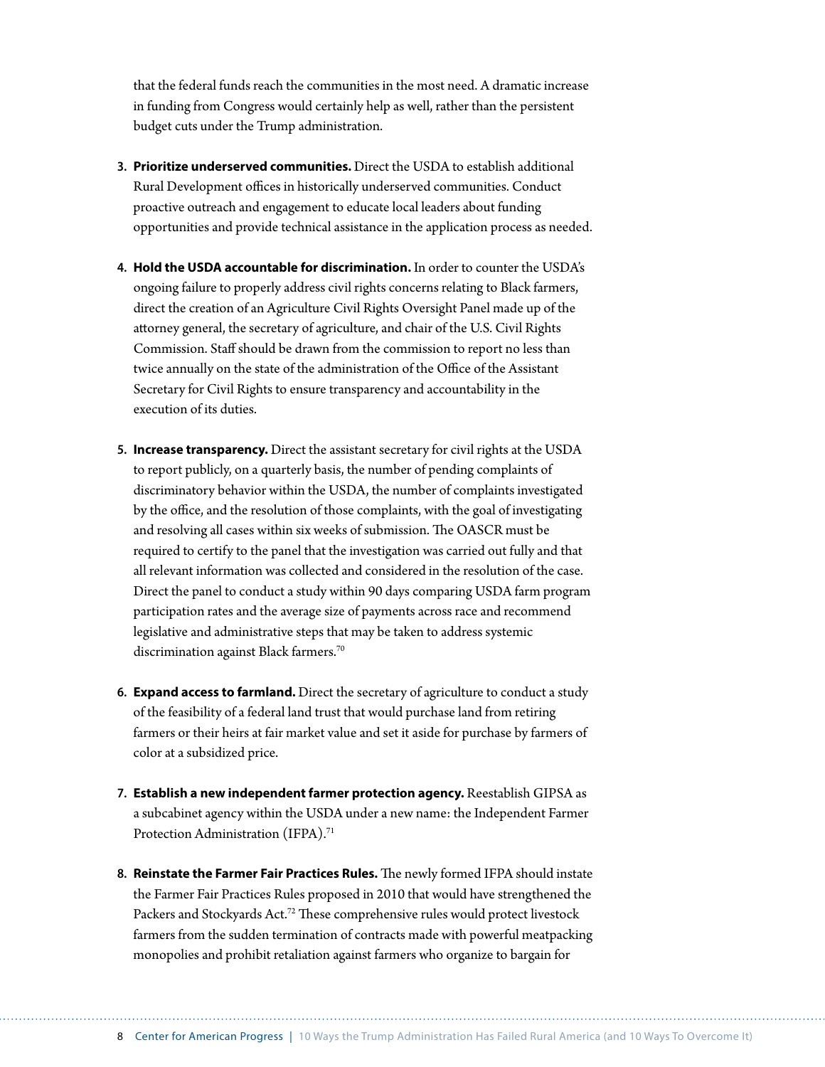that the federal funds reach the communities in the most need. A dramatic increase in funding from Congress would certainly help as well, rather than the persistent budget cuts under the Trump administration.

3. **Prioritize underserved communities.** Direct the USDA to establish additional Rural Development offices in historically underserved communities. Conduct proactive outreach and engagement to educate local leaders about funding opportunities and provide technical assistance in the application process as needed.

4. **Hold the USDA accountable for discrimination.** In order to counter the USDA's ongoing failure to properly address civil rights concerns relating to Black farmers, direct the creation of an Agriculture Civil Rights Oversight Panel made up of the attorney general, the secretary of agriculture, and chair of the U.S. Civil Rights Commission. Staff should be drawn from the commission to report no less than twice annually on the state of the administration of the Office of the Assistant Secretary for Civil Rights to ensure transparency and accountability in the execution of its duties.

5. **Increase transparency.** Direct the assistant secretary for civil rights at the USDA to report publicly, on a quarterly basis, the number of pending complaints of discriminatory behavior within the USDA, the number of complaints investigated by the office, and the resolution of those complaints, with the goal of investigating and resolving all cases within six weeks of submission. The OASCR must be required to certify to the panel that the investigation was carried out fully and that all relevant information was collected and considered in the resolution of the case. Direct the panel to conduct a study within 90 days comparing USDA farm program participation rates and the average size of payments across race and recommend legislative and administrative steps that may be taken to address systemic discrimination against Black farmers.[70]

6. **Expand access to farmland.** Direct the secretary of agriculture to conduct a study of the feasibility of a federal land trust that would purchase land from retiring farmers or their heirs at fair market value and set it aside for purchase by farmers of color at a subsidized price.

7. **Establish a new independent farmer protection agency.** Reestablish GIPSA as a subcabinet agency within the USDA under a new name: the Independent Farmer Protection Administration (IFPA).[71]

8. **Reinstate the Farmer Fair Practices Rules.** The newly formed IFPA should instate the Farmer Fair Practices Rules proposed in 2010 that would have strengthened the Packers and Stockyards Act.[72] These comprehensive rules would protect livestock farmers from the sudden termination of contracts made with powerful meatpacking monopolies and prohibit retaliation against farmers who organize to bargain for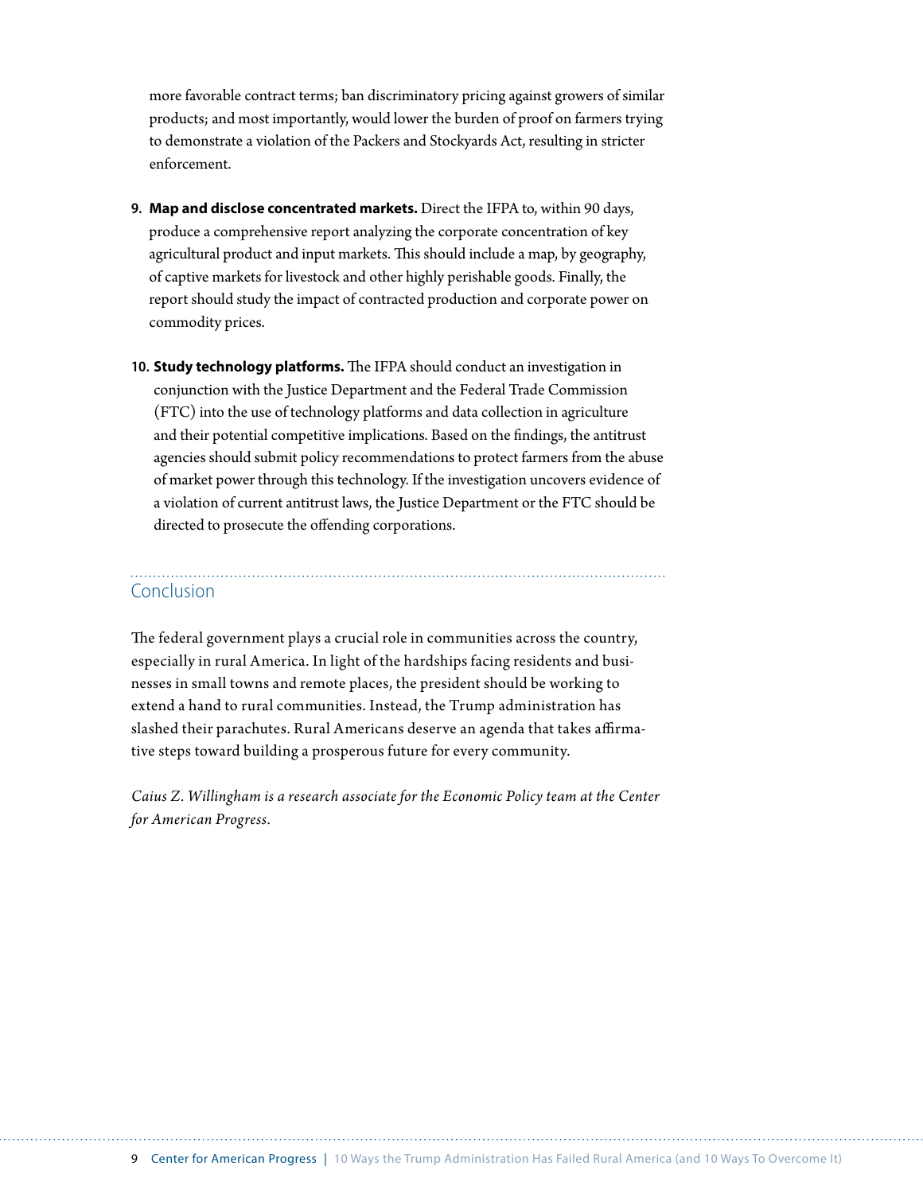more favorable contract terms; ban discriminatory pricing against growers of similar products; and most importantly, would lower the burden of proof on farmers trying to demonstrate a violation of the Packers and Stockyards Act, resulting in stricter enforcement.

9. **Map and disclose concentrated markets.** Direct the IFPA to, within 90 days, produce a comprehensive report analyzing the corporate concentration of key agricultural product and input markets. This should include a map, by geography, of captive markets for livestock and other highly perishable goods. Finally, the report should study the impact of contracted production and corporate power on commodity prices.

10. **Study technology platforms.** The IFPA should conduct an investigation in conjunction with the Justice Department and the Federal Trade Commission (FTC) into the use of technology platforms and data collection in agriculture and their potential competitive implications. Based on the findings, the antitrust agencies should submit policy recommendations to protect farmers from the abuse of market power through this technology. If the investigation uncovers evidence of a violation of current antitrust laws, the Justice Department or the FTC should be directed to prosecute the offending corporations.

## Conclusion

The federal government plays a crucial role in communities across the country, especially in rural America. In light of the hardships facing residents and businesses in small towns and remote places, the president should be working to extend a hand to rural communities. Instead, the Trump administration has slashed their parachutes. Rural Americans deserve an agenda that takes affirmative steps toward building a prosperous future for every community.

*Caius Z. Willingham is a research associate for the Economic Policy team at the Center for American Progress.*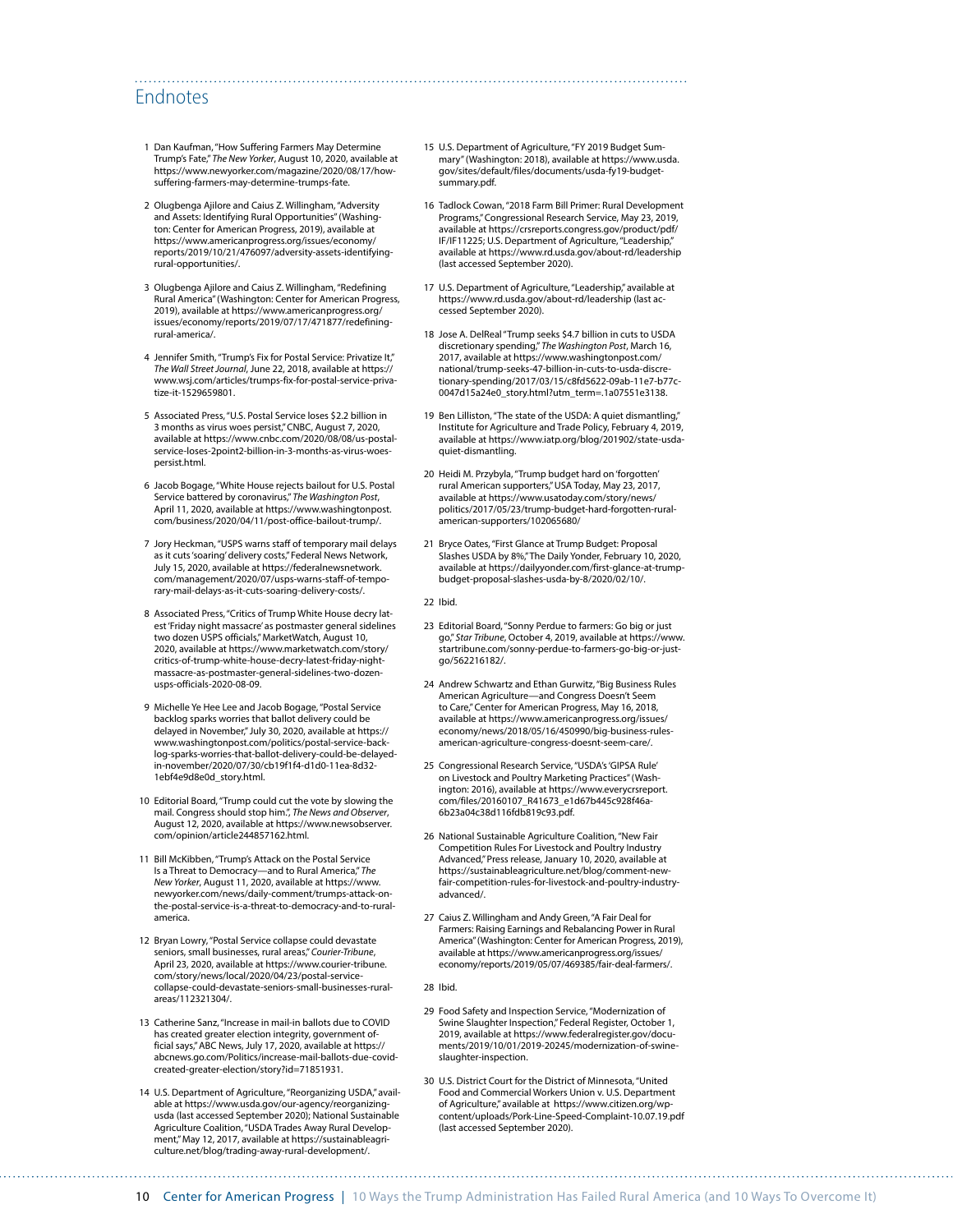## Endnotes

1. Dan Kaufman, "How Suffering Farmers May Determine Trump's Fate," *The New Yorker*, August 10, 2020, available at https://www.newyorker.com/magazine/2020/08/17/how-suffering-farmers-may-determine-trumps-fate.

2. Olugbenga Ajilore and Caius Z. Willingham, "Adversity and Assets: Identifying Rural Opportunities" (Washington: Center for American Progress, 2019), available at https://www.americanprogress.org/issues/economy/reports/2019/10/21/476097/adversity-assets-identifying-rural-opportunities/.

3. Olugbenga Ajilore and Caius Z. Willingham, "Redefining Rural America" (Washington: Center for American Progress, 2019), available at https://www.americanprogress.org/issues/economy/reports/2019/07/17/471877/redefining-rural-america/.

4. Jennifer Smith, "Trump's Fix for Postal Service: Privatize It," *The Wall Street Journal*, June 22, 2018, available at https://www.wsj.com/articles/trumps-fix-for-postal-service-privatize-it-1529659801.

5. Associated Press, "U.S. Postal Service loses $2.2 billion in 3 months as virus woes persist," CNBC, August 7, 2020, available at https://www.cnbc.com/2020/08/08/us-postal-service-loses-2point2-billion-in-3-months-as-virus-woes-persist.html.

6. Jacob Bogage, "White House rejects bailout for U.S. Postal Service battered by coronavirus," *The Washington Post*, April 11, 2020, available at https://www.washingtonpost.com/business/2020/04/11/post-office-bailout-trump/.

7. Jory Heckman, "USPS warns staff of temporary mail delays as it cuts 'soaring' delivery costs," Federal News Network, July 15, 2020, available at https://federalnewsnetwork.com/management/2020/07/usps-warns-staff-of-temporary-mail-delays-as-it-cuts-soaring-delivery-costs/.

8. Associated Press, "Critics of Trump White House decry latest 'Friday night massacre' as postmaster general sidelines two dozen USPS officials," MarketWatch, August 10, 2020, available at https://www.marketwatch.com/story/critics-of-trump-white-house-decry-latest-friday-night-massacre-as-postmaster-general-sidelines-two-dozen-usps-officials-2020-08-09.

9. Michelle Ye Hee Lee and Jacob Bogage, "Postal Service backlog sparks worries that ballot delivery could be delayed in November," July 30, 2020, available at https://www.washingtonpost.com/politics/postal-service-backlog-sparks-worries-that-ballot-delivery-could-be-delayed-in-november/2020/07/30/cb19f1f4-d1d0-11ea-8d32-1ebf4e9d8e0d_story.html.

10. Editorial Board, "Trump could cut the vote by slowing the mail. Congress should stop him.", *The News and Observer*, August 12, 2020, available at https://www.newsobserver.com/opinion/article244857162.html.

11. Bill McKibben, "Trump's Attack on the Postal Service Is a Threat to Democracy—and to Rural America," *The New Yorker*, August 11, 2020, available at https://www.newyorker.com/news/daily-comment/trumps-attack-on-the-postal-service-is-a-threat-to-democracy-and-to-rural-america.

12. Bryan Lowry, "Postal Service collapse could devastate seniors, small businesses, rural areas," *Courier-Tribune*, April 23, 2020, available at https://www.courier-tribune.com/story/news/local/2020/04/23/postal-service-collapse-could-devastate-seniors-small-businesses-rural-areas/112321304/.

13. Catherine Sanz, "Increase in mail-in ballots due to COVID has created greater election integrity, government official says," ABC News, July 17, 2020, available at https://abcnews.go.com/Politics/increase-mail-ballots-due-covid-created-greater-election/story?id=71851931.

14. U.S. Department of Agriculture, "Reorganizing USDA," available at https://www.usda.gov/our-agency/reorganizing-usda (last accessed September 2020); National Sustainable Agriculture Coalition, "USDA Trades Away Rural Development," May 12, 2017, available at https://sustainableagriculture.net/blog/trading-away-rural-development/.

15. U.S. Department of Agriculture, "FY 2019 Budget Summary" (Washington: 2018), available at https://www.usda.gov/sites/default/files/documents/usda-fy19-budget-summary.pdf.

16. Tadlock Cowan, "2018 Farm Bill Primer: Rural Development Programs," Congressional Research Service, May 23, 2019, available at https://crsreports.congress.gov/product/pdf/IF/IF11225; U.S. Department of Agriculture, "Leadership," available at https://www.rd.usda.gov/about-rd/leadership (last accessed September 2020).

17. U.S. Department of Agriculture, "Leadership," available at https://www.rd.usda.gov/about-rd/leadership (last accessed September 2020).

18. Jose A. DelReal "Trump seeks $4.7 billion in cuts to USDA discretionary spending," *The Washington Post*, March 16, 2017, available at https://www.washingtonpost.com/national/trump-seeks-47-billion-in-cuts-to-usda-discretionary-spending/2017/03/15/c8fd5622-09ab-11e7-b77c-0047d15a24e0_story.html?utm_term=.1a07551e3138.

19. Ben Lilliston, "The state of the USDA: A quiet dismantling," Institute for Agriculture and Trade Policy, February 4, 2019, available at https://www.iatp.org/blog/201902/state-usda-quiet-dismantling.

20. Heidi M. Przybyla, "Trump budget hard on 'forgotten' rural American supporters," USA Today, May 23, 2017, available at https://www.usatoday.com/story/news/politics/2017/05/23/trump-budget-hard-forgotten-rural-american-supporters/102065680/

21. Bryce Oates, "First Glance at Trump Budget: Proposal Slashes USDA by 8%," The Daily Yonder, February 10, 2020, available at https://dailyyonder.com/first-glance-at-trump-budget-proposal-slashes-usda-by-8/2020/02/10/.

22. Ibid.

23. Editorial Board, "Sonny Perdue to farmers: Go big or just go," *Star Tribune*, October 4, 2019, available at https://www.startribune.com/sonny-perdue-to-farmers-go-big-or-just-go/562216182/.

24. Andrew Schwartz and Ethan Gurwitz, "Big Business Rules American Agriculture—and Congress Doesn't Seem to Care," Center for American Progress, May 16, 2018, available at https://www.americanprogress.org/issues/economy/news/2018/05/16/450990/big-business-rules-american-agriculture-congress-doesnt-seem-care/.

25. Congressional Research Service, "USDA's 'GIPSA Rule' on Livestock and Poultry Marketing Practices" (Washington: 2016), available at https://www.everycrsreport.com/files/20160107_R41673_e1d67b445c928f46a6b23a04c38d116fdb819c93.pdf.

26. National Sustainable Agriculture Coalition, "New Fair Competition Rules For Livestock and Poultry Industry Advanced," Press release, January 10, 2020, available at https://sustainableagriculture.net/blog/comment-new-fair-competition-rules-for-livestock-and-poultry-industry-advanced/.

27. Caius Z. Willingham and Andy Green, "A Fair Deal for Farmers: Raising Earnings and Rebalancing Power in Rural America" (Washington: Center for American Progress, 2019), available at https://www.americanprogress.org/issues/economy/reports/2019/05/07/469385/fair-deal-farmers/.

28. Ibid.

29. Food Safety and Inspection Service, "Modernization of Swine Slaughter Inspection," Federal Register, October 1, 2019, available at https://www.federalregister.gov/documents/2019/10/01/2019-20245/modernization-of-swine-slaughter-inspection.

30. U.S. District Court for the District of Minnesota, "United Food and Commercial Workers Union v. U.S. Department of Agriculture," available at https://www.citizen.org/wp-content/uploads/Pork-Line-Speed-Complaint-10.07.19.pdf (last accessed September 2020).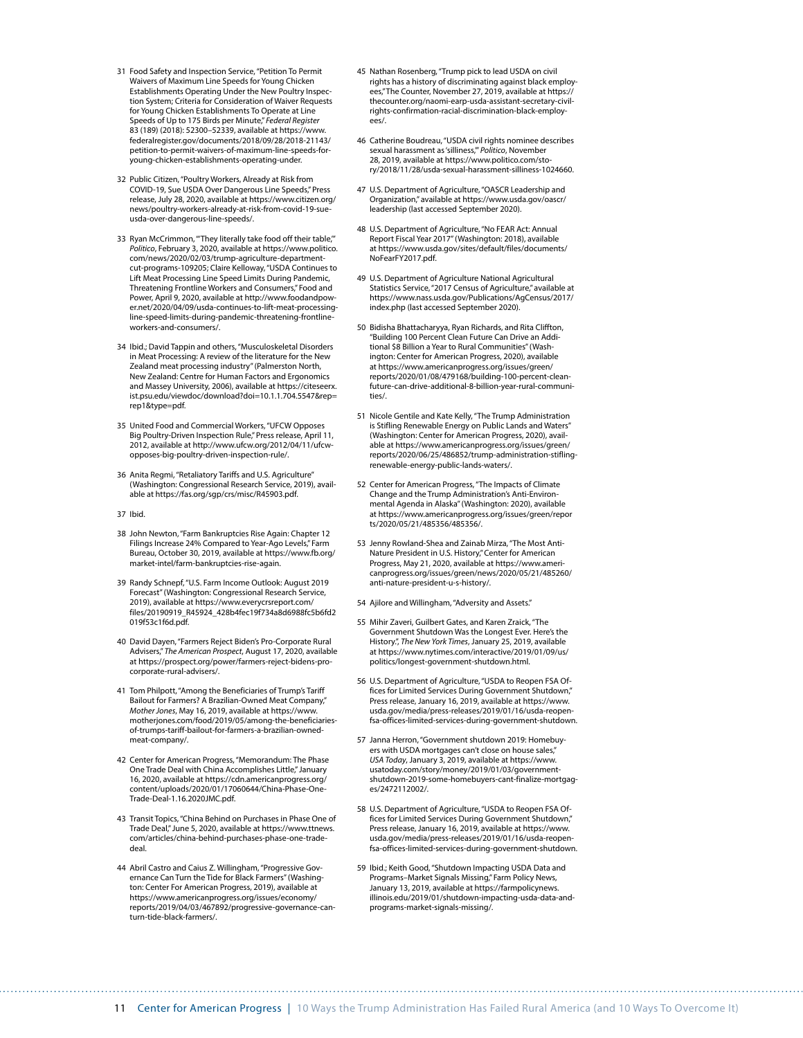31 Food Safety and Inspection Service, "Petition To Permit Waivers of Maximum Line Speeds for Young Chicken Establishments Operating Under the New Poultry Inspection System; Criteria for Consideration of Waiver Requests for Young Chicken Establishments To Operate at Line Speeds of Up to 175 Birds per Minute," *Federal Register* 83 (189) (2018): 52300–52339, available at https://www.federalregister.gov/documents/2018/09/28/2018-21143/petition-to-permit-waivers-of-maximum-line-speeds-for-young-chicken-establishments-operating-under.

32 Public Citizen, "Poultry Workers, Already at Risk from COVID-19, Sue USDA Over Dangerous Line Speeds," Press release, July 28, 2020, available at https://www.citizen.org/news/poultry-workers-already-at-risk-from-covid-19-sue-usda-over-dangerous-line-speeds/.

33 Ryan McCrimmon, "'They literally take food off their table,'" *Politico*, February 3, 2020, available at https://www.politico.com/news/2020/02/03/trump-agriculture-department-cut-programs-109205; Claire Kelloway, "USDA Continues to Lift Meat Processing Line Speed Limits During Pandemic, Threatening Frontline Workers and Consumers," Food and Power, April 9, 2020, available at http://www.foodandpower.net/2020/04/09/usda-continues-to-lift-meat-processing-line-speed-limits-during-pandemic-threatening-frontline-workers-and-consumers/.

34 Ibid.; David Tappin and others, "Musculoskeletal Disorders in Meat Processing: A review of the literature for the New Zealand meat processing industry" (Palmerston North, New Zealand: Centre for Human Factors and Ergonomics and Massey University, 2006), available at https://citeseerx.ist.psu.edu/viewdoc/download?doi=10.1.1.704.5547&rep=rep1&type=pdf.

35 United Food and Commercial Workers, "UFCW Opposes Big Poultry-Driven Inspection Rule," Press release, April 11, 2012, available at http://www.ufcw.org/2012/04/11/ufcw-opposes-big-poultry-driven-inspection-rule/.

36 Anita Regmi, "Retaliatory Tariffs and U.S. Agriculture" (Washington: Congressional Research Service, 2019), available at https://fas.org/sgp/crs/misc/R45903.pdf.

37 Ibid.

38 John Newton, "Farm Bankruptcies Rise Again: Chapter 12 Filings Increase 24% Compared to Year-Ago Levels," Farm Bureau, October 30, 2019, available at https://www.fb.org/market-intel/farm-bankruptcies-rise-again.

39 Randy Schnepf, "U.S. Farm Income Outlook: August 2019 Forecast" (Washington: Congressional Research Service, 2019), available at https://www.everycrsreport.com/files/20190919_R45924_428b4fec19f734a8d6988fc5b6fd2019f53c1f6d.pdf.

40 David Dayen, "Farmers Reject Biden's Pro-Corporate Rural Advisers," *The American Prospect*, August 17, 2020, available at https://prospect.org/power/farmers-reject-bidens-pro-corporate-rural-advisers/.

41 Tom Philpott, "Among the Beneficiaries of Trump's Tariff Bailout for Farmers? A Brazilian-Owned Meat Company," *Mother Jones*, May 16, 2019, available at https://www.motherjones.com/food/2019/05/among-the-beneficiaries-of-trumps-tariff-bailout-for-farmers-a-brazilian-owned-meat-company/.

42 Center for American Progress, "Memorandum: The Phase One Trade Deal with China Accomplishes Little," January 16, 2020, available at https://cdn.americanprogress.org/content/uploads/2020/01/17060644/China-Phase-One-Trade-Deal-1.16.2020JMC.pdf.

43 Transit Topics, "China Behind on Purchases in Phase One of Trade Deal," June 5, 2020, available at https://www.ttnews.com/articles/china-behind-purchases-phase-one-trade-deal.

44 Abril Castro and Caius Z. Willingham, "Progressive Governance Can Turn the Tide for Black Farmers" (Washington: Center For American Progress, 2019), available at https://www.americanprogress.org/issues/economy/reports/2019/04/03/467892/progressive-governance-can-turn-tide-black-farmers/.

45 Nathan Rosenberg, "Trump pick to lead USDA on civil rights has a history of discriminating against black employees," The Counter, November 27, 2019, available at https://thecounter.org/naomi-earp-usda-assistant-secretary-civil-rights-confirmation-racial-discrimination-black-employees/.

46 Catherine Boudreau, "USDA civil rights nominee describes sexual harassment as 'silliness,'" *Politico*, November 28, 2019, available at https://www.politico.com/story/2018/11/28/usda-sexual-harassment-silliness-1024660.

47 U.S. Department of Agriculture, "OASCR Leadership and Organization," available at https://www.usda.gov/oascr/leadership (last accessed September 2020).

48 U.S. Department of Agriculture, "No FEAR Act: Annual Report Fiscal Year 2017" (Washington: 2018), available at https://www.usda.gov/sites/default/files/documents/NoFearFY2017.pdf.

49 U.S. Department of Agriculture National Agricultural Statistics Service, "2017 Census of Agriculture," available at https://www.nass.usda.gov/Publications/AgCensus/2017/index.php (last accessed September 2020).

50 Bidisha Bhattacharyya, Ryan Richards, and Rita Cliffton, "Building 100 Percent Clean Future Can Drive an Additional $8 Billion a Year to Rural Communities" (Washington: Center for American Progress, 2020), available at https://www.americanprogress.org/issues/green/reports/2020/01/08/479168/building-100-percent-clean-future-can-drive-additional-8-billion-year-rural-communities/.

51 Nicole Gentile and Kate Kelly, "The Trump Administration is Stifling Renewable Energy on Public Lands and Waters" (Washington: Center for American Progress, 2020), available at https://www.americanprogress.org/issues/green/reports/2020/06/25/486852/trump-administration-stifling-renewable-energy-public-lands-waters/.

52 Center for American Progress, "The Impacts of Climate Change and the Trump Administration's Anti-Environmental Agenda in Alaska" (Washington: 2020), available at https://www.americanprogress.org/issues/green/reports/2020/05/21/485356/485356/.

53 Jenny Rowland-Shea and Zainab Mirza, "The Most Anti-Nature President in U.S. History," Center for American Progress, May 21, 2020, available at https://www.americanprogress.org/issues/green/news/2020/05/21/485260/anti-nature-president-u-s-history/.

54 Ajilore and Willingham, "Adversity and Assets."

55 Mihir Zaveri, Guilbert Gates, and Karen Zraick, "The Government Shutdown Was the Longest Ever. Here's the History.", *The New York Times*, January 25, 2019, available at https://www.nytimes.com/interactive/2019/01/09/us/politics/longest-government-shutdown.html.

56 U.S. Department of Agriculture, "USDA to Reopen FSA Offices for Limited Services During Government Shutdown," Press release, January 16, 2019, available at https://www.usda.gov/media/press-releases/2019/01/16/usda-reopen-fsa-offices-limited-services-during-government-shutdown.

57 Janna Herron, "Government shutdown 2019: Homebuyers with USDA mortgages can't close on house sales," *USA Today*, January 3, 2019, available at https://www.usatoday.com/story/money/2019/01/03/government-shutdown-2019-some-homebuyers-cant-finalize-mortgages/2472112002/.

58 U.S. Department of Agriculture, "USDA to Reopen FSA Offices for Limited Services During Government Shutdown," Press release, January 16, 2019, available at https://www.usda.gov/media/press-releases/2019/01/16/usda-reopen-fsa-offices-limited-services-during-government-shutdown.

59 Ibid.; Keith Good, "Shutdown Impacting USDA Data and Programs–Market Signals Missing," Farm Policy News, January 13, 2019, available at https://farmpolicynews.illinois.edu/2019/01/shutdown-impacting-usda-data-and-programs-market-signals-missing/.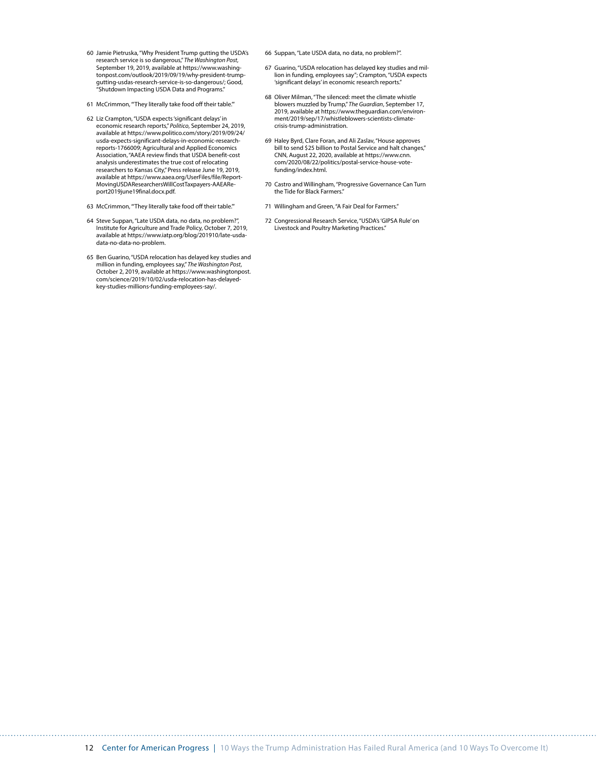60 Jamie Pietruska, "Why President Trump gutting the USDA's research service is so dangerous," *The Washington Post*, September 19, 2019, available at https://www.washingtonpost.com/outlook/2019/09/19/why-president-trump-gutting-usdas-research-service-is-so-dangerous/; Good, "Shutdown Impacting USDA Data and Programs."

61 McCrimmon, "'They literally take food off their table.'"

62 Liz Crampton, "USDA expects 'significant delays' in economic research reports," *Politico*, September 24, 2019, available at https://www.politico.com/story/2019/09/24/usda-expects-significant-delays-in-economic-research-reports-1766009; Agricultural and Applied Economics Association, "AAEA review finds that USDA benefit-cost analysis underestimates the true cost of relocating researchers to Kansas City," Press release June 19, 2019, available at https://www.aaea.org/UserFiles/file/Report-MovingUSDAResearchersWillCostTaxpayers-AAEAReport2019june19final.docx.pdf.

63 McCrimmon, "'They literally take food off their table.'"

64 Steve Suppan, "Late USDA data, no data, no problem?", Institute for Agriculture and Trade Policy, October 7, 2019, available at https://www.iatp.org/blog/201910/late-usda-data-no-data-no-problem.

65 Ben Guarino, "USDA relocation has delayed key studies and million in funding, employees say," *The Washington Post*, October 2, 2019, available at https://www.washingtonpost.com/science/2019/10/02/usda-relocation-has-delayed-key-studies-millions-funding-employees-say/.

66 Suppan, "Late USDA data, no data, no problem?".

67 Guarino, "USDA relocation has delayed key studies and million in funding, employees say"; Crampton, "USDA expects 'significant delays' in economic research reports."

68 Oliver Milman, "The silenced: meet the climate whistle blowers muzzled by Trump," *The Guardian*, September 17, 2019, available at https://www.theguardian.com/environment/2019/sep/17/whistleblowers-scientists-climate-crisis-trump-administration.

69 Haley Byrd, Clare Foran, and Ali Zaslav, "House approves bill to send $25 billion to Postal Service and halt changes," CNN, August 22, 2020, available at https://www.cnn.com/2020/08/22/politics/postal-service-house-vote-funding/index.html.

70 Castro and Willingham, "Progressive Governance Can Turn the Tide for Black Farmers."

71 Willingham and Green, "A Fair Deal for Farmers."

72 Congressional Research Service, "USDA's 'GIPSA Rule' on Livestock and Poultry Marketing Practices."